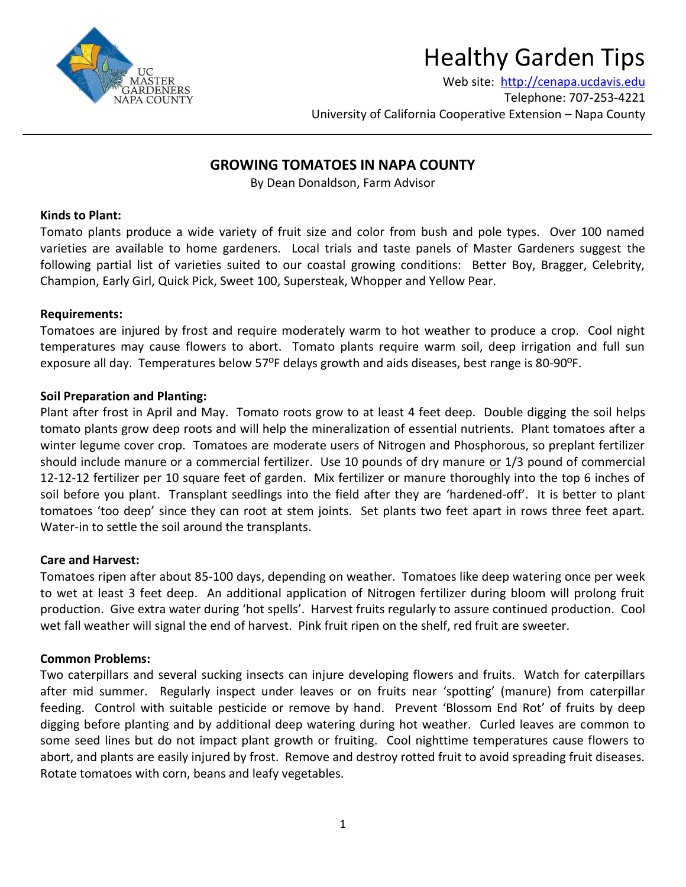# Healthy Garden Tips

Web site: http://cenapa.ucdavis.edu
Telephone: 707-253-4221
University of California Cooperative Extension – Napa County

## GROWING TOMATOES IN NAPA COUNTY

By Dean Donaldson, Farm Advisor

**Kinds to Plant:**
Tomato plants produce a wide variety of fruit size and color from bush and pole types. Over 100 named varieties are available to home gardeners. Local trials and taste panels of Master Gardeners suggest the following partial list of varieties suited to our coastal growing conditions: Better Boy, Bragger, Celebrity, Champion, Early Girl, Quick Pick, Sweet 100, Supersteak, Whopper and Yellow Pear.

**Requirements:**
Tomatoes are injured by frost and require moderately warm to hot weather to produce a crop. Cool night temperatures may cause flowers to abort. Tomato plants require warm soil, deep irrigation and full sun exposure all day. Temperatures below 57ºF delays growth and aids diseases, best range is 80-90ºF.

**Soil Preparation and Planting:**
Plant after frost in April and May. Tomato roots grow to at least 4 feet deep. Double digging the soil helps tomato plants grow deep roots and will help the mineralization of essential nutrients. Plant tomatoes after a winter legume cover crop. Tomatoes are moderate users of Nitrogen and Phosphorous, so preplant fertilizer should include manure or a commercial fertilizer. Use 10 pounds of dry manure <u>or</u> 1/3 pound of commercial 12-12-12 fertilizer per 10 square feet of garden. Mix fertilizer or manure thoroughly into the top 6 inches of soil before you plant. Transplant seedlings into the field after they are 'hardened-off'. It is better to plant tomatoes 'too deep' since they can root at stem joints. Set plants two feet apart in rows three feet apart. Water-in to settle the soil around the transplants.

**Care and Harvest:**
Tomatoes ripen after about 85-100 days, depending on weather. Tomatoes like deep watering once per week to wet at least 3 feet deep. An additional application of Nitrogen fertilizer during bloom will prolong fruit production. Give extra water during 'hot spells'. Harvest fruits regularly to assure continued production. Cool wet fall weather will signal the end of harvest. Pink fruit ripen on the shelf, red fruit are sweeter.

**Common Problems:**
Two caterpillars and several sucking insects can injure developing flowers and fruits. Watch for caterpillars after mid summer. Regularly inspect under leaves or on fruits near 'spotting' (manure) from caterpillar feeding. Control with suitable pesticide or remove by hand. Prevent 'Blossom End Rot' of fruits by deep digging before planting and by additional deep watering during hot weather. Curled leaves are common to some seed lines but do not impact plant growth or fruiting. Cool nighttime temperatures cause flowers to abort, and plants are easily injured by frost. Remove and destroy rotted fruit to avoid spreading fruit diseases. Rotate tomatoes with corn, beans and leafy vegetables.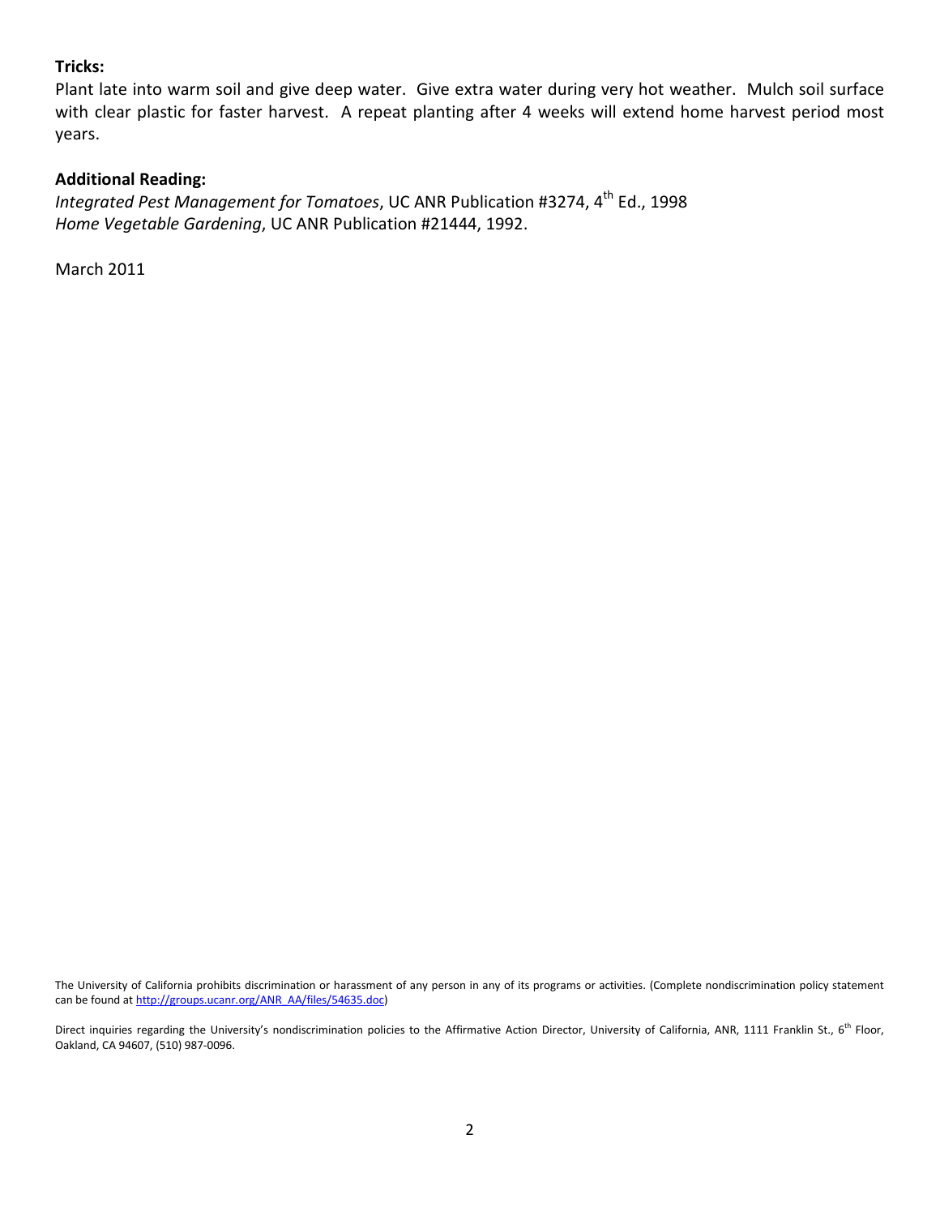**Tricks:**

Plant late into warm soil and give deep water. Give extra water during very hot weather. Mulch soil surface with clear plastic for faster harvest. A repeat planting after 4 weeks will extend home harvest period most years.

**Additional Reading:**

*Integrated Pest Management for Tomatoes*, UC ANR Publication #3274, 4th Ed., 1998
*Home Vegetable Gardening*, UC ANR Publication #21444, 1992.

March 2011

The University of California prohibits discrimination or harassment of any person in any of its programs or activities. (Complete nondiscrimination policy statement can be found at http://groups.ucanr.org/ANR_AA/files/54635.doc)

Direct inquiries regarding the University's nondiscrimination policies to the Affirmative Action Director, University of California, ANR, 1111 Franklin St., 6th Floor, Oakland, CA 94607, (510) 987-0096.